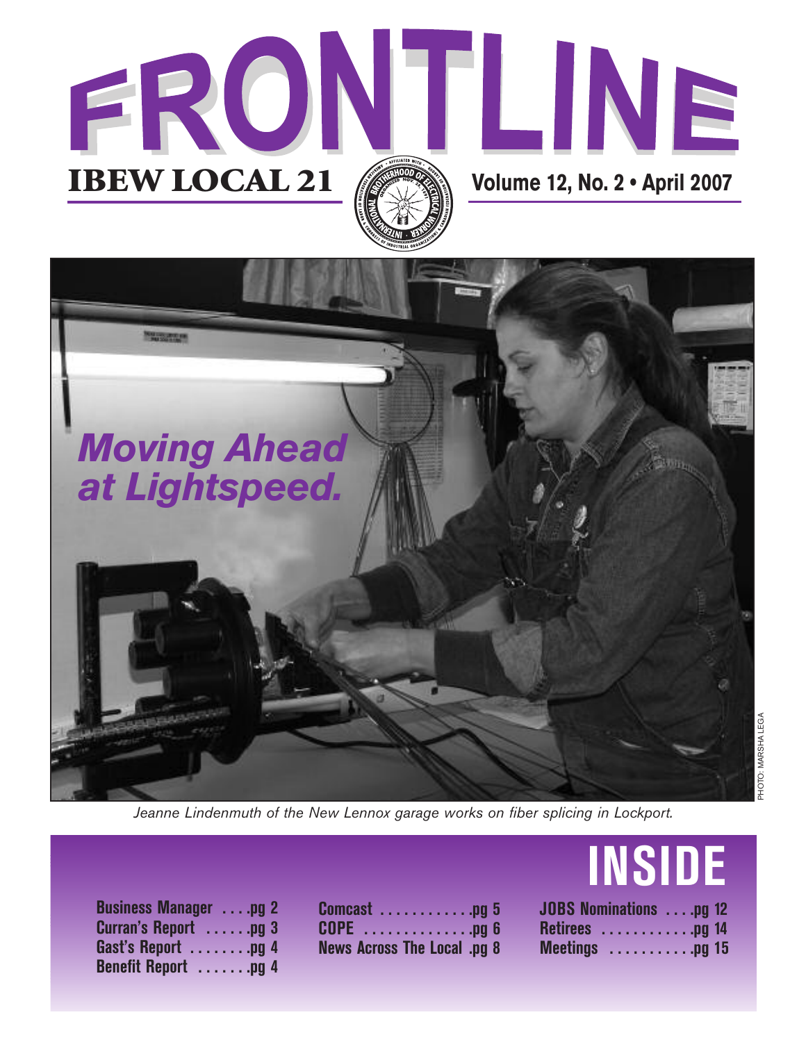# FRONTLINE

**IBEW LOCAL 21** — Volume 12, No. 2 • April 2007

*Moving Ahead at Lightspeed.*

PHOTO: MARSHA LEGA

*Jeanne Lindenmuth of the New Lennox garage works on fiber splicing in Lockport.*

## INSIDE

- Business Manager .... pg 2
- Curran's Report ...... pg 3
- Gast's Report ........ pg 4
- Benefit Report ....... pg 4
- Comcast ............ pg 5
- COPE .............. pg 6
- News Across The Local . pg 8
- JOBS Nominations .... pg 12
- Retirees ............ pg 14
- Meetings ........... pg 15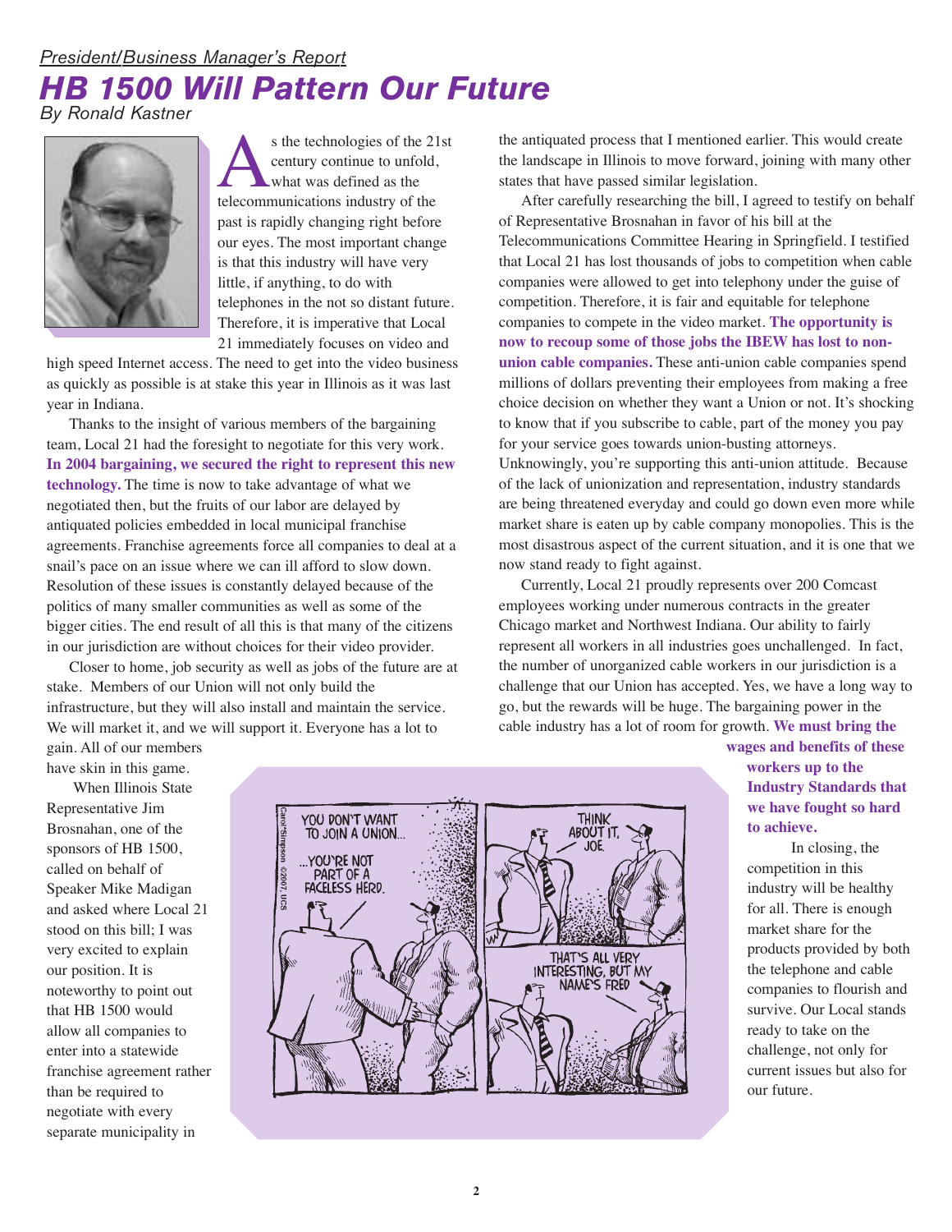*President/Business Manager's Report*

# HB 1500 Will Pattern Our Future

*By Ronald Kastner*

As the technologies of the 21st century continue to unfold, what was defined as the telecommunications industry of the past is rapidly changing right before our eyes. The most important change is that this industry will have very little, if anything, to do with telephones in the not so distant future. Therefore, it is imperative that Local 21 immediately focuses on video and high speed Internet access. The need to get into the video business as quickly as possible is at stake this year in Illinois as it was last year in Indiana.

Thanks to the insight of various members of the bargaining team, Local 21 had the foresight to negotiate for this very work. **In 2004 bargaining, we secured the right to represent this new technology.** The time is now to take advantage of what we negotiated then, but the fruits of our labor are delayed by antiquated policies embedded in local municipal franchise agreements. Franchise agreements force all companies to deal at a snail's pace on an issue where we can ill afford to slow down. Resolution of these issues is constantly delayed because of the politics of many smaller communities as well as some of the bigger cities. The end result of all this is that many of the citizens in our jurisdiction are without choices for their video provider.

Closer to home, job security as well as jobs of the future are at stake. Members of our Union will not only build the infrastructure, but they will also install and maintain the service. We will market it, and we will support it. Everyone has a lot to gain. All of our members have skin in this game.

When Illinois State Representative Jim Brosnahan, one of the sponsors of HB 1500, called on behalf of Speaker Mike Madigan and asked where Local 21 stood on this bill; I was very excited to explain our position. It is noteworthy to point out that HB 1500 would allow all companies to enter into a statewide franchise agreement rather than be required to negotiate with every separate municipality in the antiquated process that I mentioned earlier. This would create the landscape in Illinois to move forward, joining with many other states that have passed similar legislation.

After carefully researching the bill, I agreed to testify on behalf of Representative Brosnahan in favor of his bill at the Telecommunications Committee Hearing in Springfield. I testified that Local 21 has lost thousands of jobs to competition when cable companies were allowed to get into telephony under the guise of competition. Therefore, it is fair and equitable for telephone companies to compete in the video market. **The opportunity is now to recoup some of those jobs the IBEW has lost to non-union cable companies.** These anti-union cable companies spend millions of dollars preventing their employees from making a free choice decision on whether they want a Union or not. It's shocking to know that if you subscribe to cable, part of the money you pay for your service goes towards union-busting attorneys. Unknowingly, you're supporting this anti-union attitude. Because of the lack of unionization and representation, industry standards are being threatened everyday and could go down even more while market share is eaten up by cable company monopolies. This is the most disastrous aspect of the current situation, and it is one that we now stand ready to fight against.

Currently, Local 21 proudly represents over 200 Comcast employees working under numerous contracts in the greater Chicago market and Northwest Indiana. Our ability to fairly represent all workers in all industries goes unchallenged. In fact, the number of unorganized cable workers in our jurisdiction is a challenge that our Union has accepted. Yes, we have a long way to go, but the rewards will be huge. The bargaining power in the cable industry has a lot of room for growth. **We must bring the wages and benefits of these workers up to the Industry Standards that we have fought so hard to achieve.**

In closing, the competition in this industry will be healthy for all. There is enough market share for the products provided by both the telephone and cable companies to flourish and survive. Our Local stands ready to take on the challenge, not only for current issues but also for our future.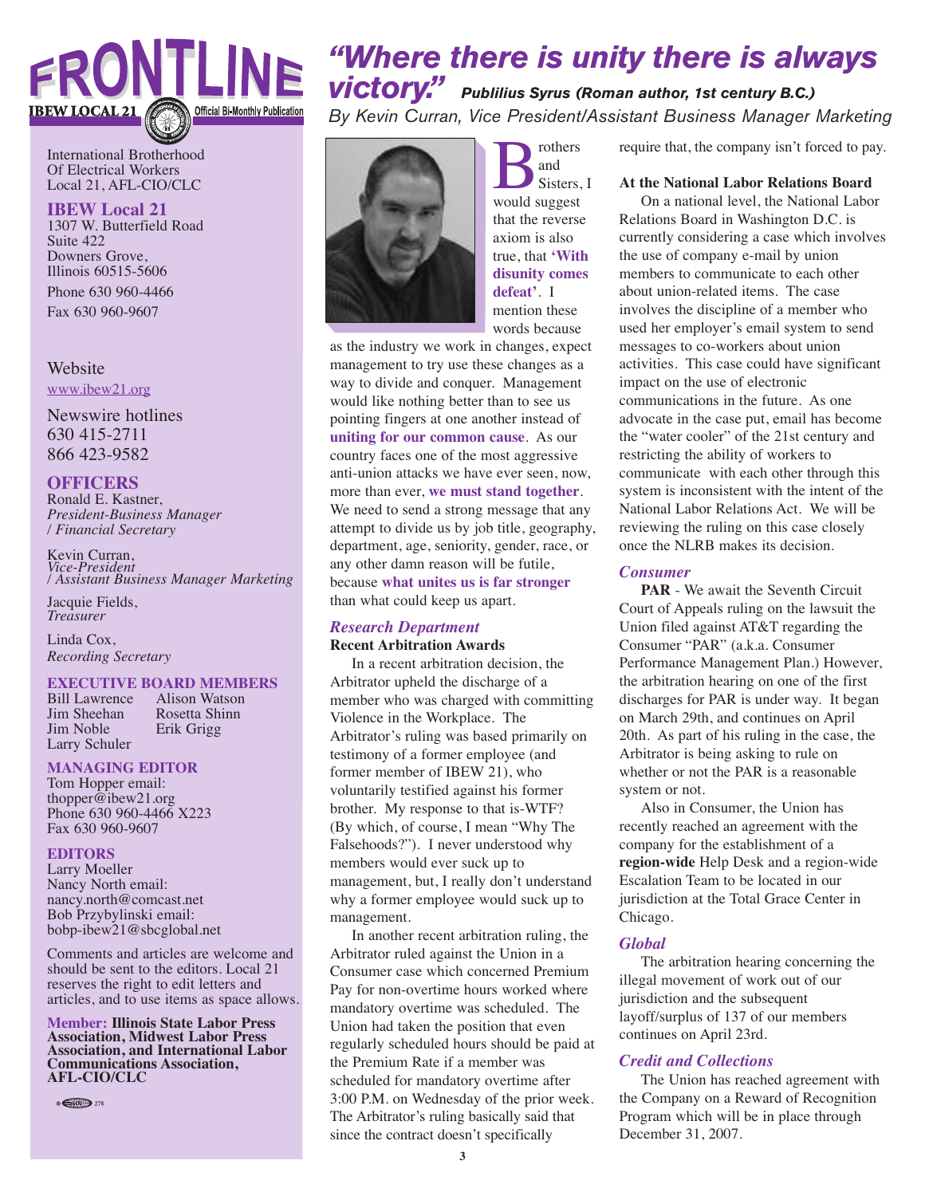# FRONTLINE

IBEW LOCAL 21 — Official Bi-Monthly Publication

International Brotherhood Of Electrical Workers Local 21, AFL-CIO/CLC

**IBEW Local 21**
1307 W. Butterfield Road
Suite 422
Downers Grove, Illinois 60515-5606
Phone 630 960-4466
Fax 630 960-9607

Website
www.ibew21.org

Newswire hotlines
630 415-2711
866 423-9582

**OFFICERS**

Ronald E. Kastner,
*President-Business Manager / Financial Secretary*

Kevin Curran,
*Vice-President / Assistant Business Manager Marketing*

Jacquie Fields,
*Treasurer*

Linda Cox,
*Recording Secretary*

**EXECUTIVE BOARD MEMBERS**

Bill Lawrence
Jim Sheehan
Jim Noble
Larry Schuler
Alison Watson
Rosetta Shinn
Erik Grigg

**MANAGING EDITOR**

Tom Hopper email: thopper@ibew21.org
Phone 630 960-4466 X223
Fax 630 960-9607

**EDITORS**

Larry Moeller
Nancy North email: nancy.north@comcast.net
Bob Przybylinski email: bobp-ibew21@sbcglobal.net

Comments and articles are welcome and should be sent to the editors. Local 21 reserves the right to edit letters and articles, and to use items as space allows.

**Member: Illinois State Labor Press Association, Midwest Labor Press Association, and International Labor Communications Association, AFL-CIO/CLC**

# *"Where there is unity there is always victory."* *Publilius Syrus (Roman author, 1st century B.C.)*

*By Kevin Curran, Vice President/Assistant Business Manager Marketing*

Brothers and Sisters, I would suggest that the reverse axiom is also true, that **'With disunity comes defeat'**. I mention these words because as the industry we work in changes, expect management to try use these changes as a way to divide and conquer. Management would like nothing better than to see us pointing fingers at one another instead of **uniting for our common cause**. As our country faces one of the most aggressive anti-union attacks we have ever seen, now, more than ever, **we must stand together**. We need to send a strong message that any attempt to divide us by job title, geography, department, age, seniority, gender, race, or any other damn reason will be futile, because **what unites us is far stronger** than what could keep us apart.

### *Research Department*

**Recent Arbitration Awards**

In a recent arbitration decision, the Arbitrator upheld the discharge of a member who was charged with committing Violence in the Workplace. The Arbitrator's ruling was based primarily on testimony of a former employee (and former member of IBEW 21), who voluntarily testified against his former brother. My response to that is-WTF? (By which, of course, I mean "Why The Falsehoods?"). I never understood why members would ever suck up to management, but, I really don't understand why a former employee would suck up to management.

In another recent arbitration ruling, the Arbitrator ruled against the Union in a Consumer case which concerned Premium Pay for non-overtime hours worked where mandatory overtime was scheduled. The Union had taken the position that even regularly scheduled hours should be paid at the Premium Rate if a member was scheduled for mandatory overtime after 3:00 P.M. on Wednesday of the prior week. The Arbitrator's ruling basically said that since the contract doesn't specifically require that, the company isn't forced to pay.

**At the National Labor Relations Board**

On a national level, the National Labor Relations Board in Washington D.C. is currently considering a case which involves the use of company e-mail by union members to communicate to each other about union-related items. The case involves the discipline of a member who used her employer's email system to send messages to co-workers about union activities. This case could have significant impact on the use of electronic communications in the future. As one advocate in the case put, email has become the "water cooler" of the 21st century and restricting the ability of workers to communicate with each other through this system is inconsistent with the intent of the National Labor Relations Act. We will be reviewing the ruling on this case closely once the NLRB makes its decision.

### *Consumer*

**PAR** - We await the Seventh Circuit Court of Appeals ruling on the lawsuit the Union filed against AT&T regarding the Consumer "PAR" (a.k.a. Consumer Performance Management Plan.) However, the arbitration hearing on one of the first discharges for PAR is under way. It began on March 29th, and continues on April 20th. As part of his ruling in the case, the Arbitrator is being asking to rule on whether or not the PAR is a reasonable system or not.

Also in Consumer, the Union has recently reached an agreement with the company for the establishment of a **region-wide** Help Desk and a region-wide Escalation Team to be located in our jurisdiction at the Total Grace Center in Chicago.

### *Global*

The arbitration hearing concerning the illegal movement of work out of our jurisdiction and the subsequent layoff/surplus of 137 of our members continues on April 23rd.

### *Credit and Collections*

The Union has reached agreement with the Company on a Reward of Recognition Program which will be in place through December 31, 2007.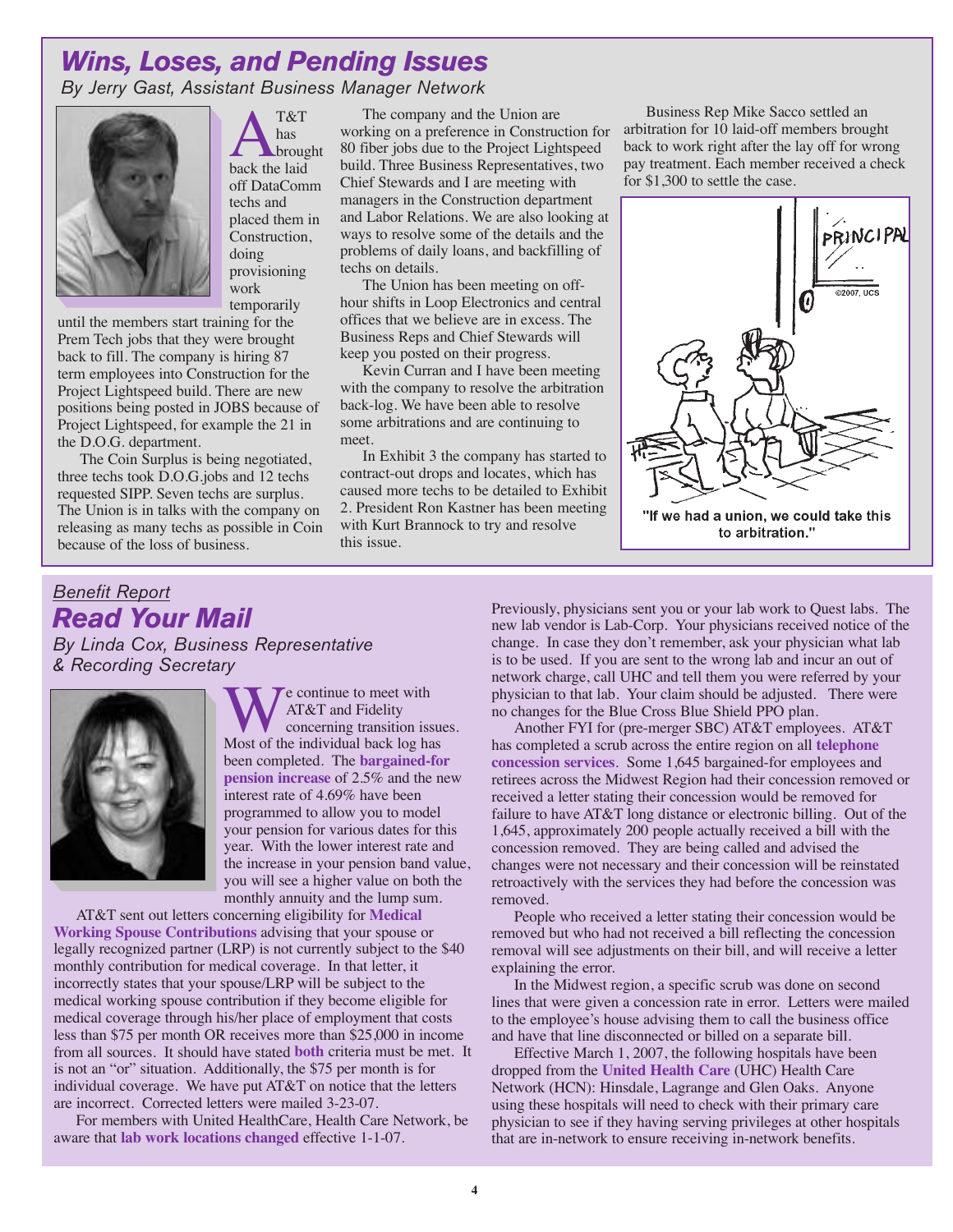## *Wins, Loses, and Pending Issues*

*By Jerry Gast, Assistant Business Manager Network*

AT&T has brought back the laid off DataComm techs and placed them in Construction, doing provisioning work temporarily until the members start training for the Prem Tech jobs that they were brought back to fill. The company is hiring 87 term employees into Construction for the Project Lightspeed build. There are new positions being posted in JOBS because of Project Lightspeed, for example the 21 in the D.O.G. department.

The Coin Surplus is being negotiated, three techs took D.O.G.jobs and 12 techs requested SIPP. Seven techs are surplus. The Union is in talks with the company on releasing as many techs as possible in Coin because of the loss of business.

The company and the Union are working on a preference in Construction for 80 fiber jobs due to the Project Lightspeed build. Three Business Representatives, two Chief Stewards and I are meeting with managers in the Construction department and Labor Relations. We are also looking at ways to resolve some of the details and the problems of daily loans, and backfilling of techs on details.

The Union has been meeting on off-hour shifts in Loop Electronics and central offices that we believe are in excess. The Business Reps and Chief Stewards will keep you posted on their progress.

Kevin Curran and I have been meeting with the company to resolve the arbitration back-log. We have been able to resolve some arbitrations and are continuing to meet.

In Exhibit 3 the company has started to contract-out drops and locates, which has caused more techs to be detailed to Exhibit 2. President Ron Kastner has been meeting with Kurt Brannock to try and resolve this issue.

Business Rep Mike Sacco settled an arbitration for 10 laid-off members brought back to work right after the lay off for wrong pay treatment. Each member received a check for $1,300 to settle the case.

"If we had a union, we could take this to arbitration."

*Benefit Report*

## *Read Your Mail*

*By Linda Cox, Business Representative & Recording Secretary*

We continue to meet with AT&T and Fidelity concerning transition issues. Most of the individual back log has been completed. The **bargained-for pension increase** of 2.5% and the new interest rate of 4.69% have been programmed to allow you to model your pension for various dates for this year. With the lower interest rate and the increase in your pension band value, you will see a higher value on both the monthly annuity and the lump sum.

AT&T sent out letters concerning eligibility for **Medical Working Spouse Contributions** advising that your spouse or legally recognized partner (LRP) is not currently subject to the $40 monthly contribution for medical coverage. In that letter, it incorrectly states that your spouse/LRP will be subject to the medical working spouse contribution if they become eligible for medical coverage through his/her place of employment that costs less than $75 per month OR receives more than $25,000 in income from all sources. It should have stated **both** criteria must be met. It is not an "or" situation. Additionally, the $75 per month is for individual coverage. We have put AT&T on notice that the letters are incorrect. Corrected letters were mailed 3-23-07.

For members with United HealthCare, Health Care Network, be aware that **lab work locations changed** effective 1-1-07. Previously, physicians sent you or your lab work to Quest labs. The new lab vendor is Lab-Corp. Your physicians received notice of the change. In case they don't remember, ask your physician what lab is to be used. If you are sent to the wrong lab and incur an out of network charge, call UHC and tell them you were referred by your physician to that lab. Your claim should be adjusted. There were no changes for the Blue Cross Blue Shield PPO plan.

Another FYI for (pre-merger SBC) AT&T employees. AT&T has completed a scrub across the entire region on all **telephone concession services**. Some 1,645 bargained-for employees and retirees across the Midwest Region had their concession removed or received a letter stating their concession would be removed for failure to have AT&T long distance or electronic billing. Out of the 1,645, approximately 200 people actually received a bill with the concession removed. They are being called and advised the changes were not necessary and their concession will be reinstated retroactively with the services they had before the concession was removed.

People who received a letter stating their concession would be removed but who had not received a bill reflecting the concession removal will see adjustments on their bill, and will receive a letter explaining the error.

In the Midwest region, a specific scrub was done on second lines that were given a concession rate in error. Letters were mailed to the employee's house advising them to call the business office and have that line disconnected or billed on a separate bill.

Effective March 1, 2007, the following hospitals have been dropped from the **United Health Care** (UHC) Health Care Network (HCN): Hinsdale, Lagrange and Glen Oaks. Anyone using these hospitals will need to check with their primary care physician to see if they having serving privileges at other hospitals that are in-network to ensure receiving in-network benefits.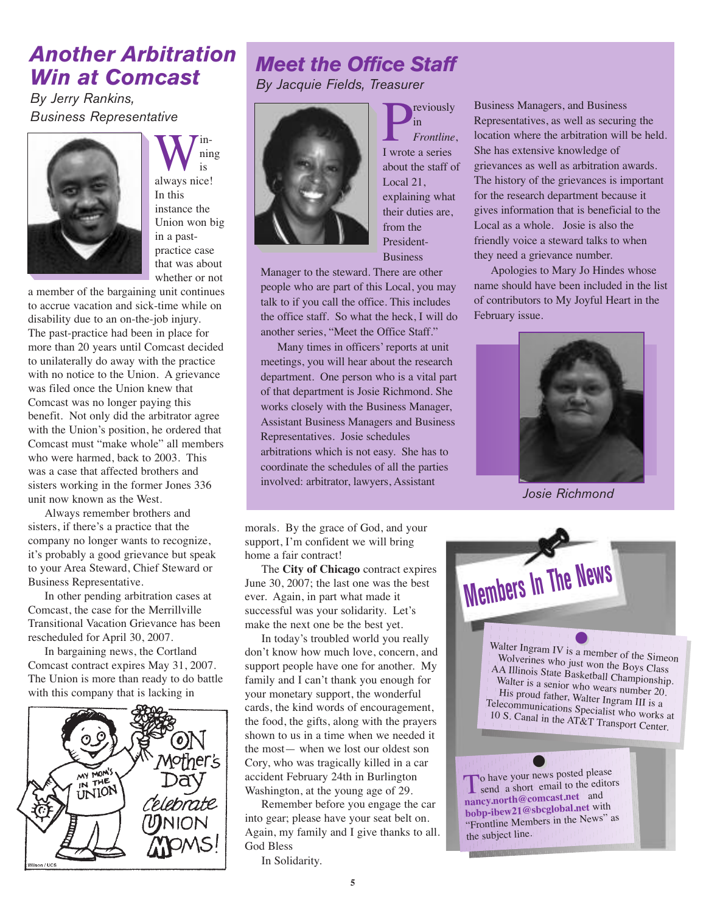## Another Arbitration Win at Comcast

*By Jerry Rankins, Business Representative*

Winning is always nice! In this instance the Union won big in a past-practice case that was about whether or not a member of the bargaining unit continues to accrue vacation and sick-time while on disability due to an on-the-job injury. The past-practice had been in place for more than 20 years until Comcast decided to unilaterally do away with the practice with no notice to the Union. A grievance was filed once the Union knew that Comcast was no longer paying this benefit. Not only did the arbitrator agree with the Union's position, he ordered that Comcast must "make whole" all members who were harmed, back to 2003. This was a case that affected brothers and sisters working in the former Jones 336 unit now known as the West.

Always remember brothers and sisters, if there's a practice that the company no longer wants to recognize, it's probably a good grievance but speak to your Area Steward, Chief Steward or Business Representative.

In other pending arbitration cases at Comcast, the case for the Merrillville Transitional Vacation Grievance has been rescheduled for April 30, 2007.

In bargaining news, the Cortland Comcast contract expires May 31, 2007. The Union is more than ready to do battle with this company that is lacking in morals. By the grace of God, and your support, I'm confident we will bring home a fair contract!

The **City of Chicago** contract expires June 30, 2007; the last one was the best ever. Again, in part what made it successful was your solidarity. Let's make the next one be the best yet.

In today's troubled world you really don't know how much love, concern, and support people have one for another. My family and I can't thank you enough for your monetary support, the wonderful cards, the kind words of encouragement, the food, the gifts, along with the prayers shown to us in a time when we needed it the most— when we lost our oldest son Cory, who was tragically killed in a car accident February 24th in Burlington Washington, at the young age of 29.

Remember before you engage the car into gear; please have your seat belt on. Again, my family and I give thanks to all. God Bless

In Solidarity.

## Meet the Office Staff

*By Jacquie Fields, Treasurer*

Previously in *Frontline*, I wrote a series about the staff of Local 21, explaining what their duties are, from the President-Business Manager to the steward. There are other people who are part of this Local, you may talk to if you call the office. This includes the office staff. So what the heck, I will do another series, "Meet the Office Staff."

Many times in officers' reports at unit meetings, you will hear about the research department. One person who is a vital part of that department is Josie Richmond. She works closely with the Business Manager, Assistant Business Managers and Business Representatives. Josie schedules arbitrations which is not easy. She has to coordinate the schedules of all the parties involved: arbitrator, lawyers, Assistant Business Managers, and Business Representatives, as well as securing the location where the arbitration will be held. She has extensive knowledge of grievances as well as arbitration awards. The history of the grievances is important for the research department because it gives information that is beneficial to the Local as a whole. Josie is also the friendly voice a steward talks to when they need a grievance number.

Apologies to Mary Jo Hindes whose name should have been included in the list of contributors to My Joyful Heart in the February issue.

Josie Richmond

## Members In The News

Walter Ingram IV is a member of the Simeon Wolverines who just won the Boys Class AA Illinois State Basketball Championship. Walter is a senior who wears number 20. His proud father, Walter Ingram III is a Telecommunications Specialist who works at 10 S. Canal in the AT&T Transport Center.

To have your news posted please send a short email to the editors **nancy.north@comcast.net** and **bobp-ibew21@sbcglobal.net** with "Frontline Members in the News" as the subject line.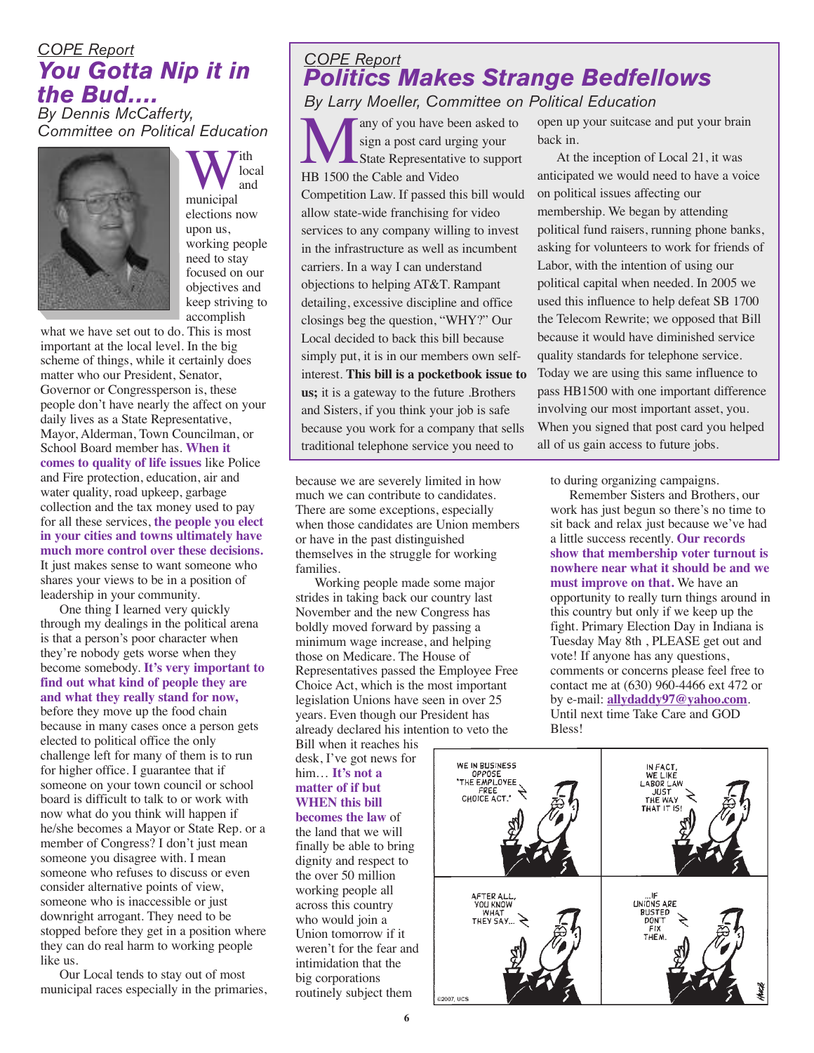*COPE Report*

# You Gotta Nip it in the Bud....

*By Dennis McCafferty, Committee on Political Education*

With local and municipal elections now upon us, working people need to stay focused on our objectives and keep striving to accomplish what we have set out to do. This is most important at the local level. In the big scheme of things, while it certainly does matter who our President, Senator, Governor or Congressperson is, these people don't have nearly the affect on your daily lives as a State Representative, Mayor, Alderman, Town Councilman, or School Board member has. **When it comes to quality of life issues** like Police and Fire protection, education, air and water quality, road upkeep, garbage collection and the tax money used to pay for all these services, **the people you elect in your cities and towns ultimately have much more control over these decisions.** It just makes sense to want someone who shares your views to be in a position of leadership in your community.

One thing I learned very quickly through my dealings in the political arena is that a person's poor character when they're nobody gets worse when they become somebody. **It's very important to find out what kind of people they are and what they really stand for now,** before they move up the food chain because in many cases once a person gets elected to political office the only challenge left for many of them is to run for higher office. I guarantee that if someone on your town council or school board is difficult to talk to or work with now what do you think will happen if he/she becomes a Mayor or State Rep. or a member of Congress? I don't just mean someone you disagree with. I mean someone who refuses to discuss or even consider alternative points of view, someone who is inaccessible or just downright arrogant. They need to be stopped before they get in a position where they can do real harm to working people like us.

Our Local tends to stay out of most municipal races especially in the primaries, because we are severely limited in how much we can contribute to candidates. There are some exceptions, especially when those candidates are Union members or have in the past distinguished themselves in the struggle for working families.

Working people made some major strides in taking back our country last November and the new Congress has boldly moved forward by passing a minimum wage increase, and helping those on Medicare. The House of Representatives passed the Employee Free Choice Act, which is the most important legislation Unions have seen in over 25 years. Even though our President has already declared his intention to veto the Bill when it reaches his desk, I've got news for him… **It's not a matter of if but WHEN this bill becomes the law** of the land that we will finally be able to bring dignity and respect to the over 50 million working people all across this country who would join a Union tomorrow if it weren't for the fear and intimidation that the big corporations routinely subject them to during organizing campaigns.

Remember Sisters and Brothers, our work has just begun so there's no time to sit back and relax just because we've had a little success recently. **Our records show that membership voter turnout is nowhere near what it should be and we must improve on that.** We have an opportunity to really turn things around in this country but only if we keep up the fight. Primary Election Day in Indiana is Tuesday May 8th , PLEASE get out and vote! If anyone has any questions, comments or concerns please feel free to contact me at (630) 960-4466 ext 472 or by e-mail: **allydaddy97@yahoo.com**. Until next time Take Care and GOD Bless!

*COPE Report*

# Politics Makes Strange Bedfellows

*By Larry Moeller, Committee on Political Education*

Many of you have been asked to sign a post card urging your State Representative to support HB 1500 the Cable and Video Competition Law. If passed this bill would allow state-wide franchising for video services to any company willing to invest in the infrastructure as well as incumbent carriers. In a way I can understand objections to helping AT&T. Rampant detailing, excessive discipline and office closings beg the question, "WHY?" Our Local decided to back this bill because simply put, it is in our members own self-interest. **This bill is a pocketbook issue to us;** it is a gateway to the future .Brothers and Sisters, if you think your job is safe because you work for a company that sells traditional telephone service you need to open up your suitcase and put your brain back in.

At the inception of Local 21, it was anticipated we would need to have a voice on political issues affecting our membership. We began by attending political fund raisers, running phone banks, asking for volunteers to work for friends of Labor, with the intention of using our political capital when needed. In 2005 we used this influence to help defeat SB 1700 the Telecom Rewrite; we opposed that Bill because it would have diminished service quality standards for telephone service. Today we are using this same influence to pass HB1500 with one important difference involving our most important asset, you. When you signed that post card you helped all of us gain access to future jobs.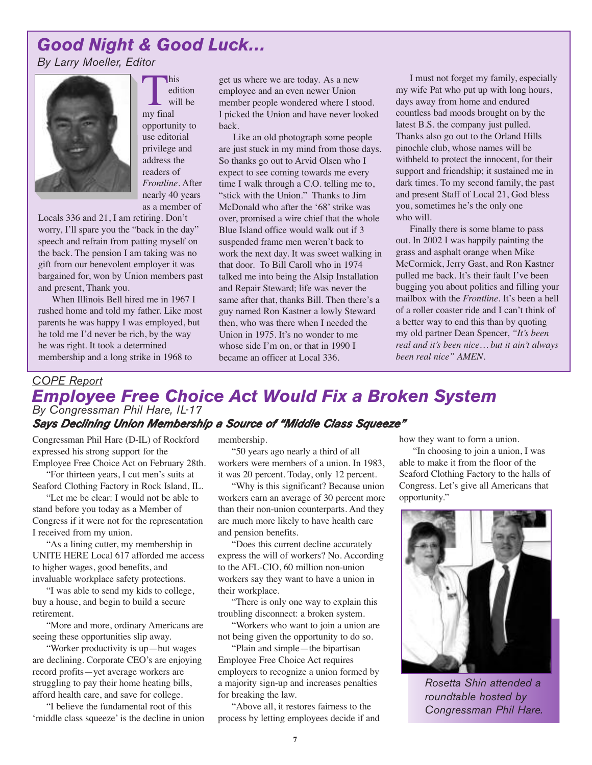## *Good Night & Good Luck...*

*By Larry Moeller, Editor*

This edition will be my final opportunity to use editorial privilege and address the readers of *Frontline*. After nearly 40 years as a member of Locals 336 and 21, I am retiring. Don't worry, I'll spare you the "back in the day" speech and refrain from patting myself on the back. The pension I am taking was no gift from our benevolent employer it was bargained for, won by Union members past and present, Thank you.

When Illinois Bell hired me in 1967 I rushed home and told my father. Like most parents he was happy I was employed, but he told me I'd never be rich, by the way he was right. It took a determined membership and a long strike in 1968 to get us where we are today. As a new employee and an even newer Union member people wondered where I stood. I picked the Union and have never looked back.

Like an old photograph some people are just stuck in my mind from those days. So thanks go out to Arvid Olsen who I expect to see coming towards me every time I walk through a C.O. telling me to, "stick with the Union." Thanks to Jim McDonald who after the '68' strike was over, promised a wire chief that the whole Blue Island office would walk out if 3 suspended frame men weren't back to work the next day. It was sweet walking in that door. To Bill Caroll who in 1974 talked me into being the Alsip Installation and Repair Steward; life was never the same after that, thanks Bill. Then there's a guy named Ron Kastner a lowly Steward then, who was there when I needed the Union in 1975. It's no wonder to me whose side I'm on, or that in 1990 I became an officer at Local 336.

I must not forget my family, especially my wife Pat who put up with long hours, days away from home and endured countless bad moods brought on by the latest B.S. the company just pulled. Thanks also go out to the Orland Hills pinochle club, whose names will be withheld to protect the innocent, for their support and friendship; it sustained me in dark times. To my second family, the past and present Staff of Local 21, God bless you, sometimes he's the only one who will.

Finally there is some blame to pass out. In 2002 I was happily painting the grass and asphalt orange when Mike McCormick, Jerry Gast, and Ron Kastner pulled me back. It's their fault I've been bugging you about politics and filling your mailbox with the *Frontline*. It's been a hell of a roller coaster ride and I can't think of a better way to end this than by quoting my old partner Dean Spencer, *"It's been real and it's been nice… but it ain't always been real nice" AMEN.*

COPE Report

## *Employee Free Choice Act Would Fix a Broken System*

*By Congressman Phil Hare, IL-17*

### *Says Declining Union Membership a Source of "Middle Class Squeeze"*

Congressman Phil Hare (D-IL) of Rockford expressed his strong support for the Employee Free Choice Act on February 28th.

"For thirteen years, I cut men's suits at Seaford Clothing Factory in Rock Island, IL.

"Let me be clear: I would not be able to stand before you today as a Member of Congress if it were not for the representation I received from my union.

"As a lining cutter, my membership in UNITE HERE Local 617 afforded me access to higher wages, good benefits, and invaluable workplace safety protections.

"I was able to send my kids to college, buy a house, and begin to build a secure retirement.

"More and more, ordinary Americans are seeing these opportunities slip away.

"Worker productivity is up—but wages are declining. Corporate CEO's are enjoying record profits—yet average workers are struggling to pay their home heating bills, afford health care, and save for college.

"I believe the fundamental root of this 'middle class squeeze' is the decline in union membership.

"50 years ago nearly a third of all workers were members of a union. In 1983, it was 20 percent. Today, only 12 percent.

"Why is this significant? Because union workers earn an average of 30 percent more than their non-union counterparts. And they are much more likely to have health care and pension benefits.

"Does this current decline accurately express the will of workers? No. According to the AFL-CIO, 60 million non-union workers say they want to have a union in their workplace.

"There is only one way to explain this troubling disconnect: a broken system.

"Workers who want to join a union are not being given the opportunity to do so.

"Plain and simple—the bipartisan Employee Free Choice Act requires employers to recognize a union formed by a majority sign-up and increases penalties for breaking the law.

"Above all, it restores fairness to the process by letting employees decide if and how they want to form a union.

"In choosing to join a union, I was able to make it from the floor of the Seaford Clothing Factory to the halls of Congress. Let's give all Americans that opportunity."

*Rosetta Shin attended a roundtable hosted by Congressman Phil Hare.*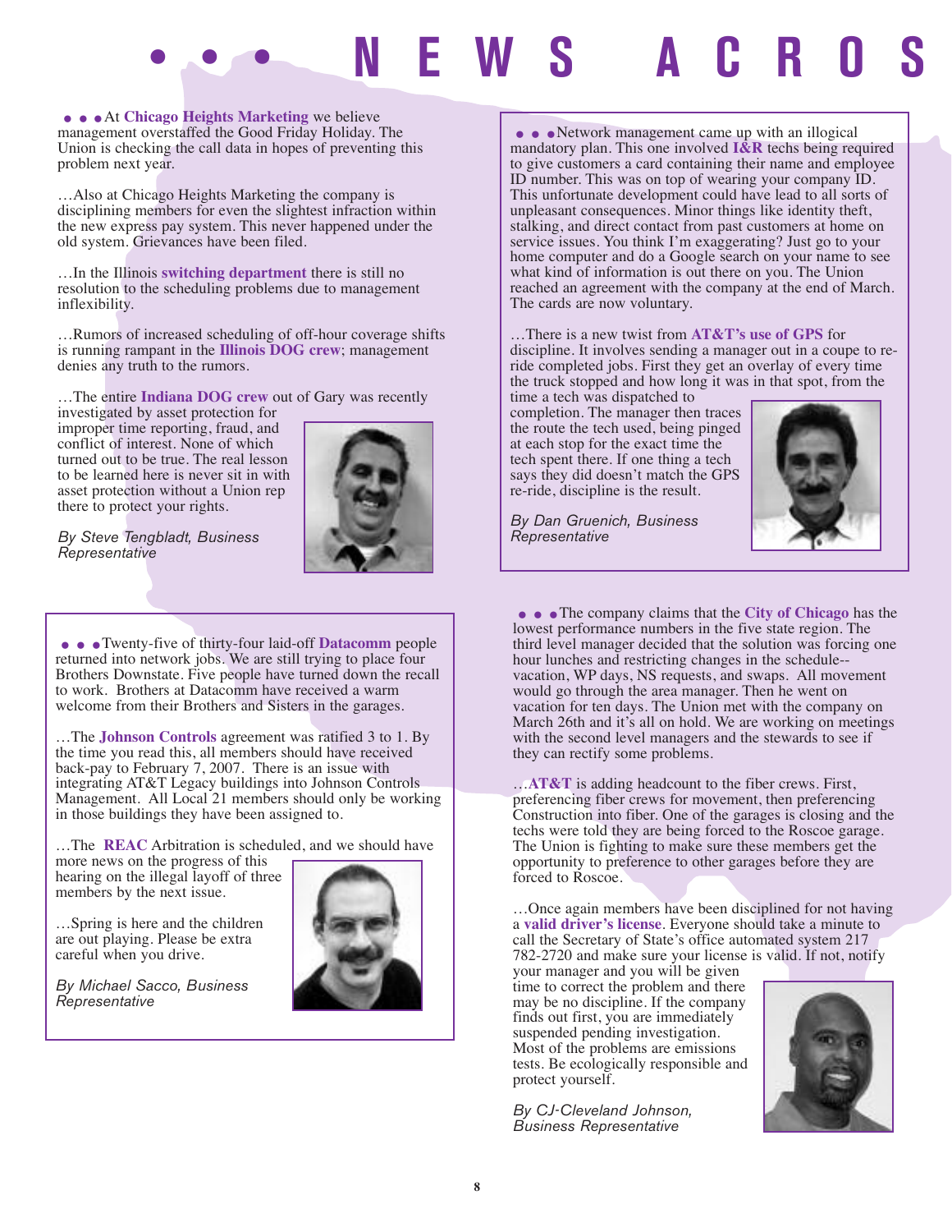# • • • N E W S A C R O S

• • • At **Chicago Heights Marketing** we believe management overstaffed the Good Friday Holiday. The Union is checking the call data in hopes of preventing this problem next year.

…Also at Chicago Heights Marketing the company is disciplining members for even the slightest infraction within the new express pay system. This never happened under the old system. Grievances have been filed.

…In the Illinois **switching department** there is still no resolution to the scheduling problems due to management inflexibility.

…Rumors of increased scheduling of off-hour coverage shifts is running rampant in the **Illinois DOG crew**; management denies any truth to the rumors.

…The entire **Indiana DOG crew** out of Gary was recently investigated by asset protection for improper time reporting, fraud, and conflict of interest. None of which turned out to be true. The real lesson to be learned here is never sit in with asset protection without a Union rep there to protect your rights.

*By Steve Tengbladt, Business Representative*

---

• • • Network management came up with an illogical mandatory plan. This one involved **I&R** techs being required to give customers a card containing their name and employee ID number. This was on top of wearing your company ID. This unfortunate development could have lead to all sorts of unpleasant consequences. Minor things like identity theft, stalking, and direct contact from past customers at home on service issues. You think I'm exaggerating? Just go to your home computer and do a Google search on your name to see what kind of information is out there on you. The Union reached an agreement with the company at the end of March. The cards are now voluntary.

…There is a new twist from **AT&T's use of GPS** for discipline. It involves sending a manager out in a coupe to re-ride completed jobs. First they get an overlay of every time the truck stopped and how long it was in that spot, from the time a tech was dispatched to completion. The manager then traces the route the tech used, being pinged at each stop for the exact time the tech spent there. If one thing a tech says they did doesn't match the GPS re-ride, discipline is the result.

*By Dan Gruenich, Business Representative*

---

• • • Twenty-five of thirty-four laid-off **Datacomm** people returned into network jobs. We are still trying to place four Brothers Downstate. Five people have turned down the recall to work. Brothers at Datacomm have received a warm welcome from their Brothers and Sisters in the garages.

…The **Johnson Controls** agreement was ratified 3 to 1. By the time you read this, all members should have received back-pay to February 7, 2007. There is an issue with integrating AT&T Legacy buildings into Johnson Controls Management. All Local 21 members should only be working in those buildings they have been assigned to.

…The **REAC** Arbitration is scheduled, and we should have more news on the progress of this hearing on the illegal layoff of three members by the next issue.

…Spring is here and the children are out playing. Please be extra careful when you drive.

*By Michael Sacco, Business Representative*

---

• • • The company claims that the **City of Chicago** has the lowest performance numbers in the five state region. The third level manager decided that the solution was forcing one hour lunches and restricting changes in the schedule--vacation, WP days, NS requests, and swaps. All movement would go through the area manager. Then he went on vacation for ten days. The Union met with the company on March 26th and it's all on hold. We are working on meetings with the second level managers and the stewards to see if they can rectify some problems.

…**AT&T** is adding headcount to the fiber crews. First, preferencing fiber crews for movement, then preferencing Construction into fiber. One of the garages is closing and the techs were told they are being forced to the Roscoe garage. The Union is fighting to make sure these members get the opportunity to preference to other garages before they are forced to Roscoe.

…Once again members have been disciplined for not having a **valid driver's license**. Everyone should take a minute to call the Secretary of State's office automated system 217 782-2720 and make sure your license is valid. If not, notify your manager and you will be given time to correct the problem and there may be no discipline. If the company finds out first, you are immediately suspended pending investigation. Most of the problems are emissions tests. Be ecologically responsible and protect yourself.

*By CJ-Cleveland Johnson, Business Representative*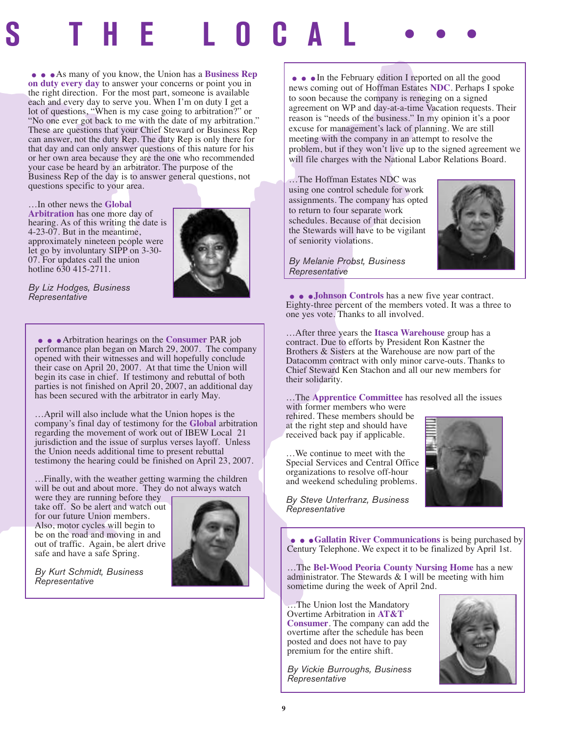# S THE LOCAL • • •

• • • As many of you know, the Union has a **Business Rep on duty every day** to answer your concerns or point you in the right direction. For the most part, someone is available each and every day to serve you. When I'm on duty I get a lot of questions, "When is my case going to arbitration?" or "No one ever got back to me with the date of my arbitration." These are questions that your Chief Steward or Business Rep can answer, not the duty Rep. The duty Rep is only there for that day and can only answer questions of this nature for his or her own area because they are the one who recommended your case be heard by an arbitrator. The purpose of the Business Rep of the day is to answer general questions, not questions specific to your area.

…In other news the **Global Arbitration** has one more day of hearing. As of this writing the date is 4-23-07. But in the meantime, approximately nineteen people were let go by involuntary SIPP on 3-30-07. For updates call the union hotline 630 415-2711.

*By Liz Hodges, Business Representative*

• • • Arbitration hearings on the **Consumer** PAR job performance plan began on March 29, 2007. The company opened with their witnesses and will hopefully conclude their case on April 20, 2007. At that time the Union will begin its case in chief. If testimony and rebuttal of both parties is not finished on April 20, 2007, an additional day has been secured with the arbitrator in early May.

…April will also include what the Union hopes is the company's final day of testimony for the **Global** arbitration regarding the movement of work out of IBEW Local 21 jurisdiction and the issue of surplus verses layoff. Unless the Union needs additional time to present rebuttal testimony the hearing could be finished on April 23, 2007.

…Finally, with the weather getting warming the children will be out and about more. They do not always watch were they are running before they take off. So be alert and watch out for our future Union members. Also, motor cycles will begin to be on the road and moving in and out of traffic. Again, be alert drive safe and have a safe Spring.

*By Kurt Schmidt, Business Representative*

• • • In the February edition I reported on all the good news coming out of Hoffman Estates **NDC**. Perhaps I spoke to soon because the company is reneging on a signed agreement on WP and day-at-a-time Vacation requests. Their reason is "needs of the business." In my opinion it's a poor excuse for management's lack of planning. We are still meeting with the company in an attempt to resolve the problem, but if they won't live up to the signed agreement we will file charges with the National Labor Relations Board.

…The Hoffman Estates NDC was using one control schedule for work assignments. The company has opted to return to four separate work schedules. Because of that decision the Stewards will have to be vigilant of seniority violations.

*By Melanie Probst, Business Representative*

• • • **Johnson Controls** has a new five year contract. Eighty-three percent of the members voted. It was a three to one yes vote. Thanks to all involved.

…After three years the **Itasca Warehouse** group has a contract. Due to efforts by President Ron Kastner the Brothers & Sisters at the Warehouse are now part of the Datacomm contract with only minor carve-outs. Thanks to Chief Steward Ken Stachon and all our new members for their solidarity.

…The **Apprentice Committee** has resolved all the issues with former members who were rehired. These members should be at the right step and should have received back pay if applicable.

…We continue to meet with the Special Services and Central Office organizations to resolve off-hour and weekend scheduling problems.

*By Steve Unterfranz, Business Representative*

• • • **Gallatin River Communications** is being purchased by Century Telephone. We expect it to be finalized by April 1st.

…The **Bel-Wood Peoria County Nursing Home** has a new administrator. The Stewards & I will be meeting with him sometime during the week of April 2nd.

…The Union lost the Mandatory Overtime Arbitration in **AT&T Consumer**. The company can add the overtime after the schedule has been posted and does not have to pay premium for the entire shift.

*By Vickie Burroughs, Business Representative*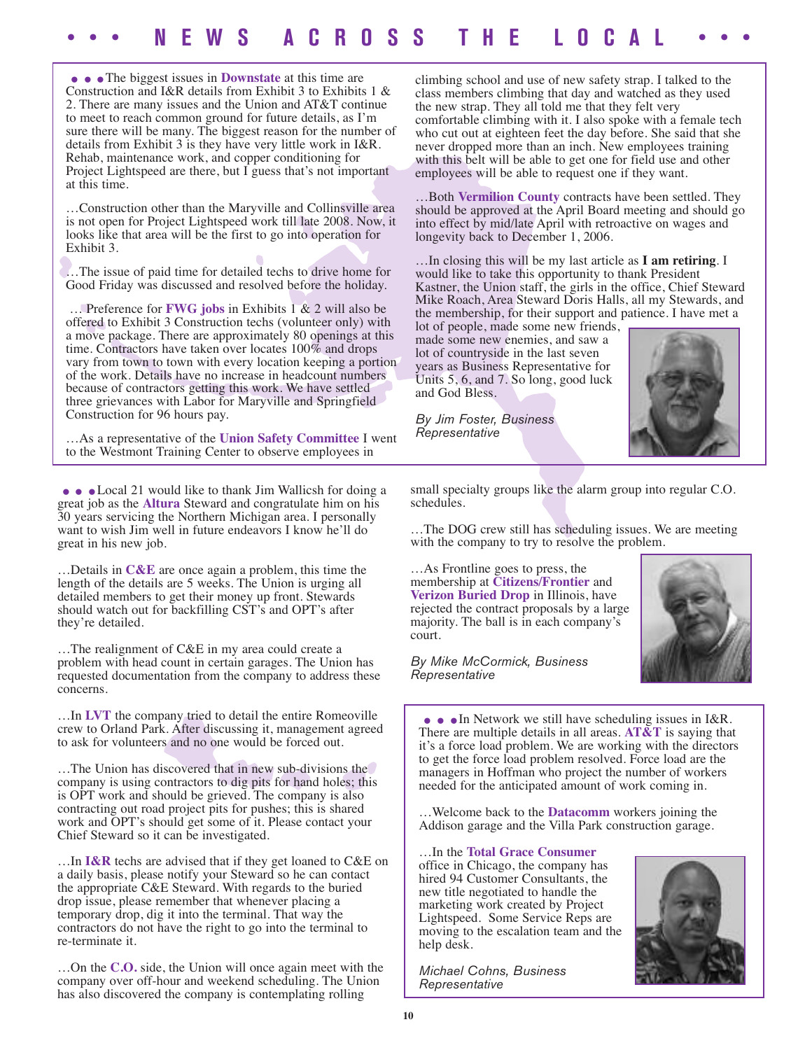# • • • NEWS ACROSS THE LOCAL • • •

• • • The biggest issues in **Downstate** at this time are Construction and I&R details from Exhibit 3 to Exhibits 1 & 2. There are many issues and the Union and AT&T continue to meet to reach common ground for future details, as I'm sure there will be many. The biggest reason for the number of details from Exhibit 3 is they have very little work in I&R. Rehab, maintenance work, and copper conditioning for Project Lightspeed are there, but I guess that's not important at this time.

…Construction other than the Maryville and Collinsville area is not open for Project Lightspeed work till late 2008. Now, it looks like that area will be the first to go into operation for Exhibit 3.

…The issue of paid time for detailed techs to drive home for Good Friday was discussed and resolved before the holiday.

… Preference for **FWG jobs** in Exhibits 1 & 2 will also be offered to Exhibit 3 Construction techs (volunteer only) with a move package. There are approximately 80 openings at this time. Contractors have taken over locates 100% and drops vary from town to town with every location keeping a portion of the work. Details have no increase in headcount numbers because of contractors getting this work. We have settled three grievances with Labor for Maryville and Springfield Construction for 96 hours pay.

…As a representative of the **Union Safety Committee** I went to the Westmont Training Center to observe employees in climbing school and use of new safety strap. I talked to the class members climbing that day and watched as they used the new strap. They all told me that they felt very comfortable climbing with it. I also spoke with a female tech who cut out at eighteen feet the day before. She said that she never dropped more than an inch. New employees training with this belt will be able to get one for field use and other employees will be able to request one if they want.

…Both **Vermilion County** contracts have been settled. They should be approved at the April Board meeting and should go into effect by mid/late April with retroactive on wages and longevity back to December 1, 2006.

…In closing this will be my last article as **I am retiring**. I would like to take this opportunity to thank President Kastner, the Union staff, the girls in the office, Chief Steward Mike Roach, Area Steward Doris Halls, all my Stewards, and the membership, for their support and patience. I have met a lot of people, made some new friends, made some new enemies, and saw a lot of countryside in the last seven years as Business Representative for Units 5, 6, and 7. So long, good luck and God Bless.

*By Jim Foster, Business Representative*

---

• • • Local 21 would like to thank Jim Wallicsh for doing a great job as the **Altura** Steward and congratulate him on his 30 years servicing the Northern Michigan area. I personally want to wish Jim well in future endeavors I know he'll do great in his new job.

…Details in **C&E** are once again a problem, this time the length of the details are 5 weeks. The Union is urging all detailed members to get their money up front. Stewards should watch out for backfilling CST's and OPT's after they're detailed.

…The realignment of C&E in my area could create a problem with head count in certain garages. The Union has requested documentation from the company to address these concerns.

…In **LVT** the company tried to detail the entire Romeoville crew to Orland Park. After discussing it, management agreed to ask for volunteers and no one would be forced out.

…The Union has discovered that in new sub-divisions the company is using contractors to dig pits for hand holes; this is OPT work and should be grieved. The company is also contracting out road project pits for pushes; this is shared work and OPT's should get some of it. Please contact your Chief Steward so it can be investigated.

…In **I&R** techs are advised that if they get loaned to C&E on a daily basis, please notify your Steward so he can contact the appropriate C&E Steward. With regards to the buried drop issue, please remember that whenever placing a temporary drop, dig it into the terminal. That way the contractors do not have the right to go into the terminal to re-terminate it.

…On the **C.O.** side, the Union will once again meet with the company over off-hour and weekend scheduling. The Union has also discovered the company is contemplating rolling small specialty groups like the alarm group into regular C.O. schedules.

…The DOG crew still has scheduling issues. We are meeting with the company to try to resolve the problem.

…As Frontline goes to press, the membership at **Citizens/Frontier** and **Verizon Buried Drop** in Illinois, have rejected the contract proposals by a large majority. The ball is in each company's court.

*By Mike McCormick, Business Representative*

---

• • • In Network we still have scheduling issues in I&R. There are multiple details in all areas. **AT&T** is saying that it's a force load problem. We are working with the directors to get the force load problem resolved. Force load are the managers in Hoffman who project the number of workers needed for the anticipated amount of work coming in.

…Welcome back to the **Datacomm** workers joining the Addison garage and the Villa Park construction garage.

…In the **Total Grace Consumer** office in Chicago, the company has hired 94 Customer Consultants, the new title negotiated to handle the marketing work created by Project Lightspeed. Some Service Reps are moving to the escalation team and the help desk.

*Michael Cohns, Business Representative*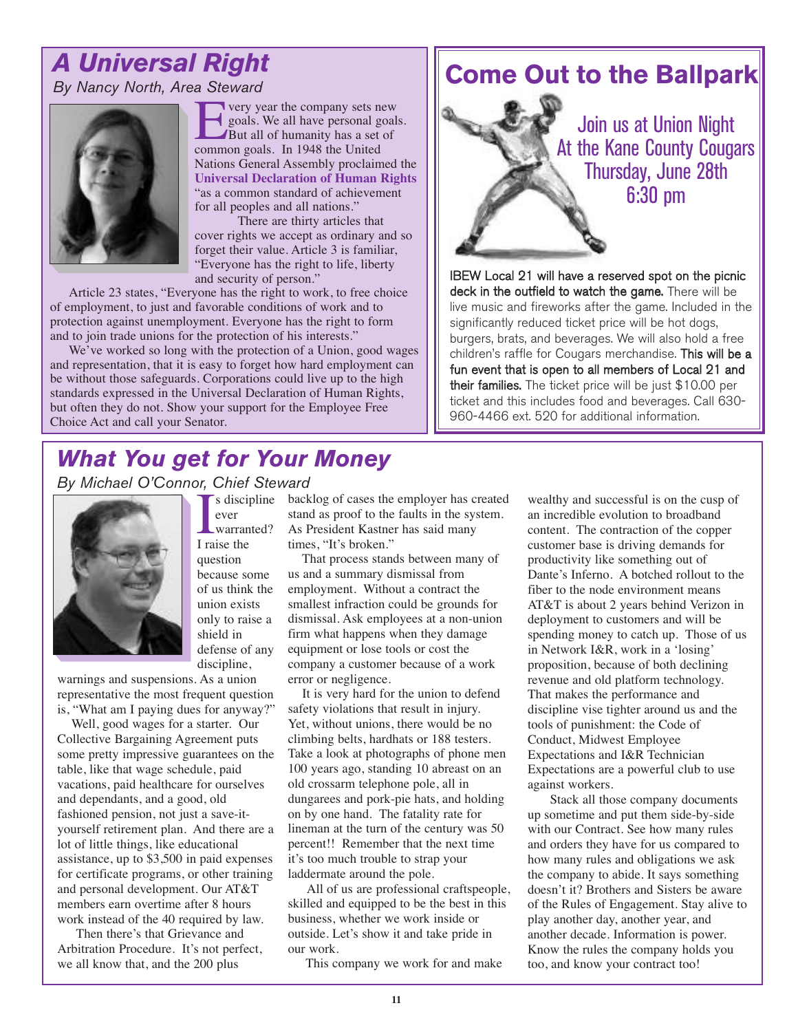## A Universal Right

*By Nancy North, Area Steward*

Every year the company sets new goals. We all have personal goals. But all of humanity has a set of common goals. In 1948 the United Nations General Assembly proclaimed the **Universal Declaration of Human Rights** "as a common standard of achievement for all peoples and all nations."

There are thirty articles that cover rights we accept as ordinary and so forget their value. Article 3 is familiar, "Everyone has the right to life, liberty and security of person."

Article 23 states, "Everyone has the right to work, to free choice of employment, to just and favorable conditions of work and to protection against unemployment. Everyone has the right to form and to join trade unions for the protection of his interests."

We've worked so long with the protection of a Union, good wages and representation, that it is easy to forget how hard employment can be without those safeguards. Corporations could live up to the high standards expressed in the Universal Declaration of Human Rights, but often they do not. Show your support for the Employee Free Choice Act and call your Senator.

## Come Out to the Ballpark

Join us at Union Night
At the Kane County Cougars
Thursday, June 28th
6:30 pm

**IBEW Local 21 will have a reserved spot on the picnic deck in the outfield to watch the game.** There will be live music and fireworks after the game. Included in the significantly reduced ticket price will be hot dogs, burgers, brats, and beverages. We will also hold a free children's raffle for Cougars merchandise. **This will be a fun event that is open to all members of Local 21 and their families.** The ticket price will be just $10.00 per ticket and this includes food and beverages. Call 630-960-4466 ext. 520 for additional information.

## What You get for Your Money

*By Michael O'Connor, Chief Steward*

Is discipline ever warranted? I raise the question because some of us think the union exists only to raise a shield in defense of any discipline, warnings and suspensions. As a union representative the most frequent question is, "What am I paying dues for anyway?"

Well, good wages for a starter. Our Collective Bargaining Agreement puts some pretty impressive guarantees on the table, like that wage schedule, paid vacations, paid healthcare for ourselves and dependants, and a good, old fashioned pension, not just a save-it-yourself retirement plan. And there are a lot of little things, like educational assistance, up to $3,500 in paid expenses for certificate programs, or other training and personal development. Our AT&T members earn overtime after 8 hours work instead of the 40 required by law.

Then there's that Grievance and Arbitration Procedure. It's not perfect, we all know that, and the 200 plus backlog of cases the employer has created stand as proof to the faults in the system. As President Kastner has said many times, "It's broken."

That process stands between many of us and a summary dismissal from employment. Without a contract the smallest infraction could be grounds for dismissal. Ask employees at a non-union firm what happens when they damage equipment or lose tools or cost the company a customer because of a work error or negligence.

It is very hard for the union to defend safety violations that result in injury. Yet, without unions, there would be no climbing belts, hardhats or 188 testers. Take a look at photographs of phone men 100 years ago, standing 10 abreast on an old crossarm telephone pole, all in dungarees and pork-pie hats, and holding on by one hand. The fatality rate for lineman at the turn of the century was 50 percent!! Remember that the next time it's too much trouble to strap your laddermate around the pole.

All of us are professional craftspeople, skilled and equipped to be the best in this business, whether we work inside or outside. Let's show it and take pride in our work.

This company we work for and make wealthy and successful is on the cusp of an incredible evolution to broadband content. The contraction of the copper customer base is driving demands for productivity like something out of Dante's Inferno. A botched rollout to the fiber to the node environment means AT&T is about 2 years behind Verizon in deployment to customers and will be spending money to catch up. Those of us in Network I&R, work in a 'losing' proposition, because of both declining revenue and old platform technology. That makes the performance and discipline vise tighter around us and the tools of punishment: the Code of Conduct, Midwest Employee Expectations and I&R Technician Expectations are a powerful club to use against workers.

Stack all those company documents up sometime and put them side-by-side with our Contract. See how many rules and orders they have for us compared to how many rules and obligations we ask the company to abide. It says something doesn't it? Brothers and Sisters be aware of the Rules of Engagement. Stay alive to play another day, another year, and another decade. Information is power. Know the rules the company holds you too, and know your contract too!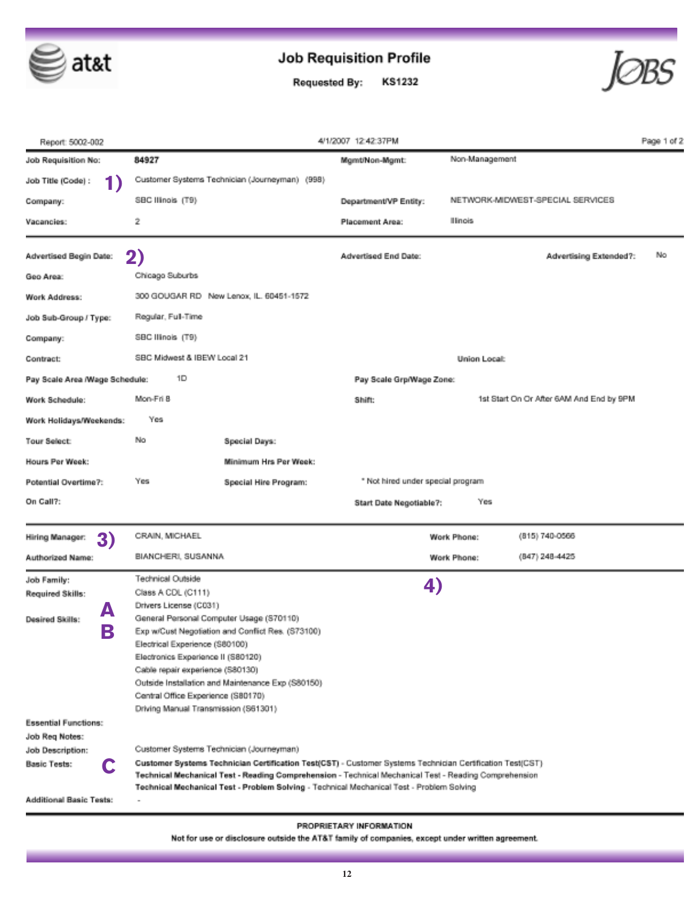# Job Requisition Profile

**Requested By:** KS1232

JOBS

Report: 5002-002 4/1/2007 12:42:37PM

| | | | |
|---|---|---|---|
| **Job Requisition No:** | 84927 | **Mgmt/Non-Mgmt:** | Non-Management |
| **Job Title (Code) :** 1) | Customer Systems Technician (Journeyman) (998) | | |
| **Company:** | SBC Illinois (T9) | **Department/VP Entity:** | NETWORK-MIDWEST-SPECIAL SERVICES |
| **Vacancies:** | 2 | **Placement Area:** | Illinois |

| | | | |
|---|---|---|---|
| **Advertised Begin Date:** 2) | | **Advertised End Date:** | **Advertising Extended?:** No |
| **Geo Area:** | Chicago Suburbs | | |
| **Work Address:** | 300 GOUGAR RD New Lenox, IL 60451-1572 | | |
| **Job Sub-Group / Type:** | Regular, Full-Time | | |
| **Company:** | SBC Illinois (T9) | | |
| **Contract:** | SBC Midwest & IBEW Local 21 | **Union Local:** | |
| **Pay Scale Area /Wage Schedule:** | 1D | **Pay Scale Grp/Wage Zone:** | |
| **Work Schedule:** | Mon-Fri 8 | **Shift:** | 1st Start On Or After 6AM And End by 9PM |
| **Work Holidays/Weekends:** | Yes | | |
| **Tour Select:** | No | **Special Days:** | |
| **Hours Per Week:** | | **Minimum Hrs Per Week:** | |
| **Potential Overtime?:** | Yes | **Special Hire Program:** | * Not hired under special program |
| **On Call?:** | | **Start Date Negotiable?:** | Yes |

| | | | |
|---|---|---|---|
| **Hiring Manager:** 3) | CRAIN, MICHAEL | **Work Phone:** | (815) 740-0566 |
| **Authorized Name:** | BIANCHERI, SUSANNA | **Work Phone:** | (847) 248-4425 |

4)

**Job Family:** Technical Outside

**Required Skills:** A
- Class A CDL (C111)
- Drivers License (C031)

**Desired Skills:** B
- General Personal Computer Usage (S70110)
- Exp w/Cust Negotiation and Conflict Res. (S73100)
- Electrical Experience (S80100)
- Electronics Experience II (S80120)
- Cable repair experience (S80130)
- Outside Installation and Maintenance Exp (S80150)
- Central Office Experience (S80170)
- Driving Manual Transmission (S61301)

**Essential Functions:**

**Job Req Notes:**

**Job Description:** Customer Systems Technician (Journeyman)

**Basic Tests:** C
- **Customer Systems Technician Certification Test(CST)** - Customer Systems Technician Certification Test(CST)
- **Technical Mechanical Test - Reading Comprehension** - Technical Mechanical Test - Reading Comprehension
- **Technical Mechanical Test - Problem Solving** - Technical Mechanical Test - Problem Solving

**Additional Basic Tests:** -

**PROPRIETARY INFORMATION**

**Not for use or disclosure outside the AT&T family of companies, except under written agreement.**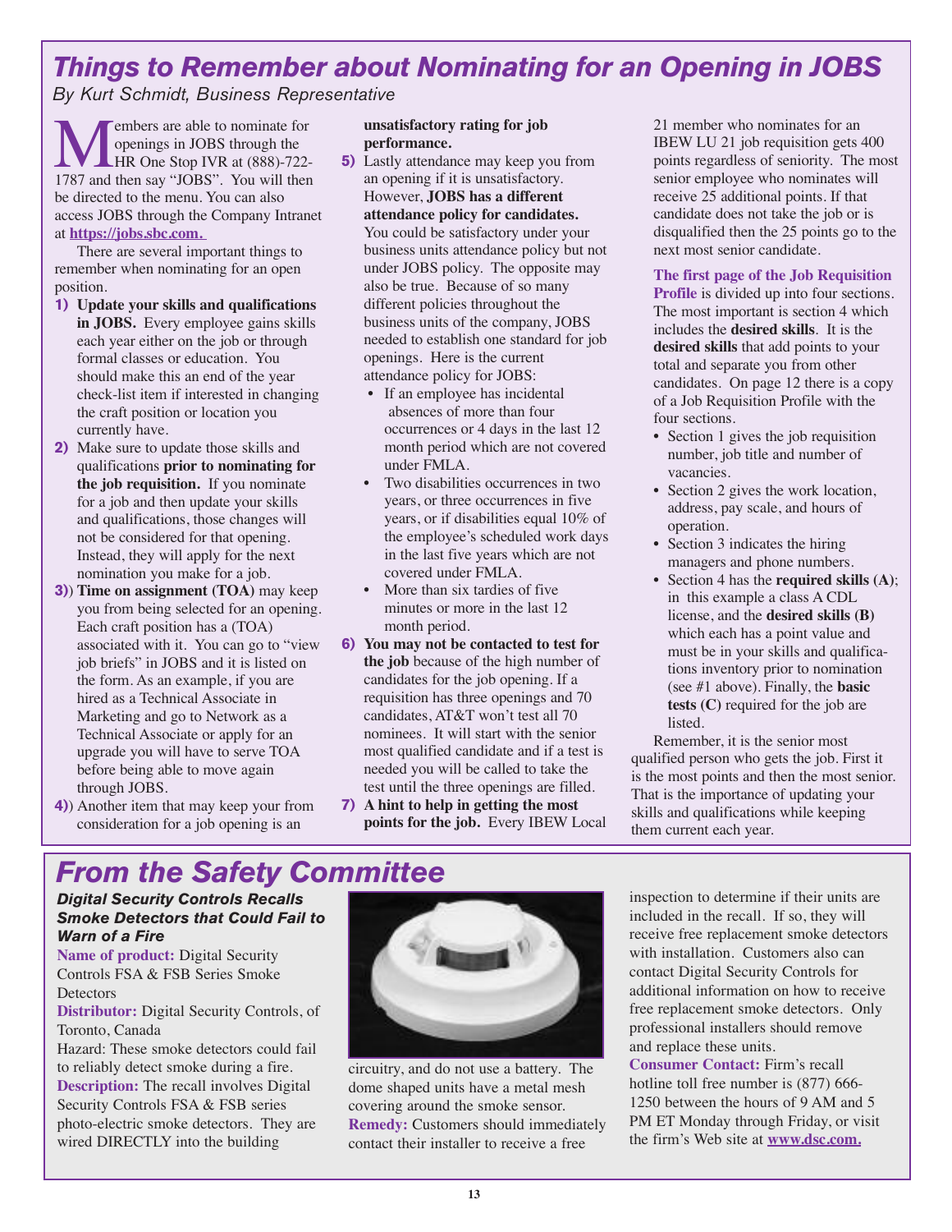# Things to Remember about Nominating for an Opening in JOBS

*By Kurt Schmidt, Business Representative*

Members are able to nominate for openings in JOBS through the HR One Stop IVR at (888)-722-1787 and then say "JOBS". You will then be directed to the menu. You can also access JOBS through the Company Intranet at **https://jobs.sbc.com.**

There are several important things to remember when nominating for an open position.

1) **Update your skills and qualifications in JOBS.** Every employee gains skills each year either on the job or through formal classes or education. You should make this an end of the year check-list item if interested in changing the craft position or location you currently have.
2) Make sure to update those skills and qualifications **prior to nominating for the job requisition.** If you nominate for a job and then update your skills and qualifications, those changes will not be considered for that opening. Instead, they will apply for the next nomination you make for a job.
3)) **Time on assignment (TOA)** may keep you from being selected for an opening. Each craft position has a (TOA) associated with it. You can go to "view job briefs" in JOBS and it is listed on the form. As an example, if you are hired as a Technical Associate in Marketing and go to Network as a Technical Associate or apply for an upgrade you will have to serve TOA before being able to move again through JOBS.
4)) Another item that may keep your from consideration for a job opening is an **unsatisfactory rating for job performance.**
5) Lastly attendance may keep you from an opening if it is unsatisfactory. However, **JOBS has a different attendance policy for candidates.** You could be satisfactory under your business units attendance policy but not under JOBS policy. The opposite may also be true. Because of so many different policies throughout the business units of the company, JOBS needed to establish one standard for job openings. Here is the current attendance policy for JOBS:
   - If an employee has incidental absences of more than four occurrences or 4 days in the last 12 month period which are not covered under FMLA.
   - Two disabilities occurrences in two years, or three occurrences in five years, or if disabilities equal 10% of the employee's scheduled work days in the last five years which are not covered under FMLA.
   - More than six tardies of five minutes or more in the last 12 month period.
6) **You may not be contacted to test for the job** because of the high number of candidates for the job opening. If a requisition has three openings and 70 candidates, AT&T won't test all 70 nominees. It will start with the senior most qualified candidate and if a test is needed you will be called to take the test until the three openings are filled.
7) **A hint to help in getting the most points for the job.** Every IBEW Local 21 member who nominates for an IBEW LU 21 job requisition gets 400 points regardless of seniority. The most senior employee who nominates will receive 25 additional points. If that candidate does not take the job or is disqualified then the 25 points go to the next most senior candidate.

**The first page of the Job Requisition Profile** is divided up into four sections. The most important is section 4 which includes the **desired skills**. It is the **desired skills** that add points to your total and separate you from other candidates. On page 12 there is a copy of a Job Requisition Profile with the four sections.

- Section 1 gives the job requisition number, job title and number of vacancies.
- Section 2 gives the work location, address, pay scale, and hours of operation.
- Section 3 indicates the hiring managers and phone numbers.
- Section 4 has the **required skills (A)**; in this example a class A CDL license, and the **desired skills (B)** which each has a point value and must be in your skills and qualifications inventory prior to nomination (see #1 above). Finally, the **basic tests (C)** required for the job are listed.

Remember, it is the senior most qualified person who gets the job. First it is the most points and then the most senior. That is the importance of updating your skills and qualifications while keeping them current each year.

# From the Safety Committee

### *Digital Security Controls Recalls Smoke Detectors that Could Fail to Warn of a Fire*

**Name of product:** Digital Security Controls FSA & FSB Series Smoke Detectors

**Distributor:** Digital Security Controls, of Toronto, Canada

Hazard: These smoke detectors could fail to reliably detect smoke during a fire.

**Description:** The recall involves Digital Security Controls FSA & FSB series photo-electric smoke detectors. They are wired DIRECTLY into the building circuitry, and do not use a battery. The dome shaped units have a metal mesh covering around the smoke sensor.

**Remedy:** Customers should immediately contact their installer to receive a free inspection to determine if their units are included in the recall. If so, they will receive free replacement smoke detectors with installation. Customers also can contact Digital Security Controls for additional information on how to receive free replacement smoke detectors. Only professional installers should remove and replace these units.

**Consumer Contact:** Firm's recall hotline toll free number is (877) 666-1250 between the hours of 9 AM and 5 PM ET Monday through Friday, or visit the firm's Web site at **www.dsc.com.**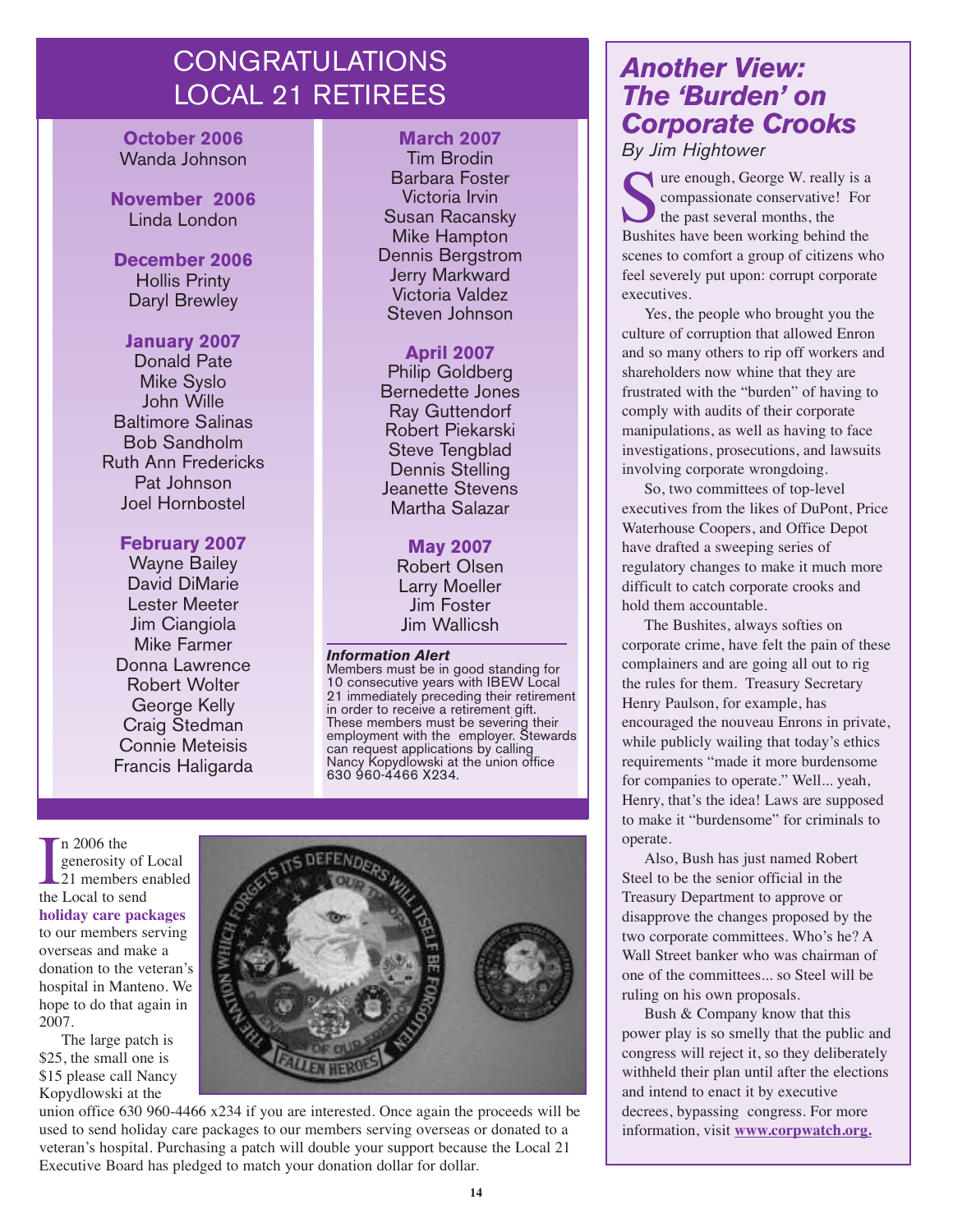# CONGRATULATIONS LOCAL 21 RETIREES

**October 2006**
Wanda Johnson

**November 2006**
Linda London

**December 2006**
Hollis Printy
Daryl Brewley

**January 2007**
Donald Pate
Mike Syslo
John Wille
Baltimore Salinas
Bob Sandholm
Ruth Ann Fredericks
Pat Johnson
Joel Hornbostel

**February 2007**
Wayne Bailey
David DiMarie
Lester Meeter
Jim Ciangiola
Mike Farmer
Donna Lawrence
Robert Wolter
George Kelly
Craig Stedman
Connie Meteisis
Francis Haligarda

**March 2007**
Tim Brodin
Barbara Foster
Victoria Irvin
Susan Racansky
Mike Hampton
Dennis Bergstrom
Jerry Markward
Victoria Valdez
Steven Johnson

**April 2007**
Philip Goldberg
Bernedette Jones
Ray Guttendorf
Robert Piekarski
Steve Tengblad
Dennis Stelling
Jeanette Stevens
Martha Salazar

**May 2007**
Robert Olsen
Larry Moeller
Jim Foster
Jim Wallicsh

***Information Alert***
Members must be in good standing for 10 consecutive years with IBEW Local 21 immediately preceding their retirement in order to receive a retirement gift. These members must be severing their employment with the employer. Stewards can request applications by calling Nancy Kopydlowski at the union office 630 960-4466 X234.

In 2006 the generosity of Local 21 members enabled the Local to send **holiday care packages** to our members serving overseas and make a donation to the veteran's hospital in Manteno. We hope to do that again in 2007.

The large patch is $25, the small one is $15 please call Nancy Kopydlowski at the union office 630 960-4466 x234 if you are interested. Once again the proceeds will be used to send holiday care packages to our members serving overseas or donated to a veteran's hospital. Purchasing a patch will double your support because the Local 21 Executive Board has pledged to match your donation dollar for dollar.

## *Another View: The 'Burden' on Corporate Crooks*

*By Jim Hightower*

Sure enough, George W. really is a compassionate conservative! For the past several months, the Bushites have been working behind the scenes to comfort a group of citizens who feel severely put upon: corrupt corporate executives.

Yes, the people who brought you the culture of corruption that allowed Enron and so many others to rip off workers and shareholders now whine that they are frustrated with the "burden" of having to comply with audits of their corporate manipulations, as well as having to face investigations, prosecutions, and lawsuits involving corporate wrongdoing.

So, two committees of top-level executives from the likes of DuPont, Price Waterhouse Coopers, and Office Depot have drafted a sweeping series of regulatory changes to make it much more difficult to catch corporate crooks and hold them accountable.

The Bushites, always softies on corporate crime, have felt the pain of these complainers and are going all out to rig the rules for them. Treasury Secretary Henry Paulson, for example, has encouraged the nouveau Enrons in private, while publicly wailing that today's ethics requirements "made it more burdensome for companies to operate." Well... yeah, Henry, that's the idea! Laws are supposed to make it "burdensome" for criminals to operate.

Also, Bush has just named Robert Steel to be the senior official in the Treasury Department to approve or disapprove the changes proposed by the two corporate committees. Who's he? A Wall Street banker who was chairman of one of the committees... so Steel will be ruling on his own proposals.

Bush & Company know that this power play is so smelly that the public and congress will reject it, so they deliberately withheld their plan until after the elections and intend to enact it by executive decrees, bypassing congress. For more information, visit **www.corpwatch.org.**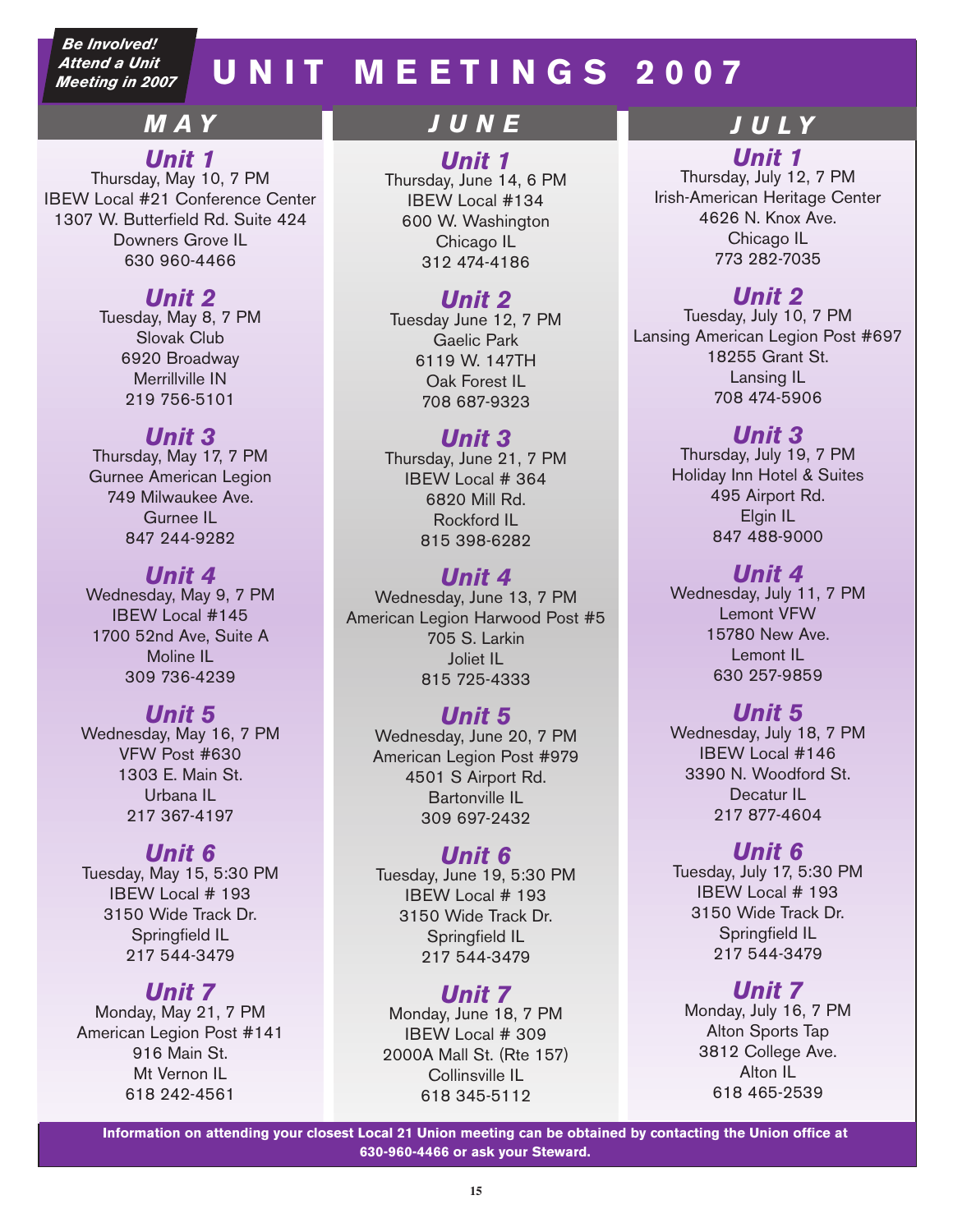**Be Involved! Attend a Unit Meeting in 2007**

# UNIT MEETINGS 2007

## MAY

### Unit 1
Thursday, May 10, 7 PM
IBEW Local #21 Conference Center
1307 W. Butterfield Rd. Suite 424
Downers Grove IL
630 960-4466

### Unit 2
Tuesday, May 8, 7 PM
Slovak Club
6920 Broadway
Merrillville IN
219 756-5101

### Unit 3
Thursday, May 17, 7 PM
Gurnee American Legion
749 Milwaukee Ave.
Gurnee IL
847 244-9282

### Unit 4
Wednesday, May 9, 7 PM
IBEW Local #145
1700 52nd Ave, Suite A
Moline IL
309 736-4239

### Unit 5
Wednesday, May 16, 7 PM
VFW Post #630
1303 E. Main St.
Urbana IL
217 367-4197

### Unit 6
Tuesday, May 15, 5:30 PM
IBEW Local # 193
3150 Wide Track Dr.
Springfield IL
217 544-3479

### Unit 7
Monday, May 21, 7 PM
American Legion Post #141
916 Main St.
Mt Vernon IL
618 242-4561

## JUNE

### Unit 1
Thursday, June 14, 6 PM
IBEW Local #134
600 W. Washington
Chicago IL
312 474-4186

### Unit 2
Tuesday June 12, 7 PM
Gaelic Park
6119 W. 147TH
Oak Forest IL
708 687-9323

### Unit 3
Thursday, June 21, 7 PM
IBEW Local # 364
6820 Mill Rd.
Rockford IL
815 398-6282

### Unit 4
Wednesday, June 13, 7 PM
American Legion Harwood Post #5
705 S. Larkin
Joliet IL
815 725-4333

### Unit 5
Wednesday, June 20, 7 PM
American Legion Post #979
4501 S Airport Rd.
Bartonville IL
309 697-2432

### Unit 6
Tuesday, June 19, 5:30 PM
IBEW Local # 193
3150 Wide Track Dr.
Springfield IL
217 544-3479

### Unit 7
Monday, June 18, 7 PM
IBEW Local # 309
2000A Mall St. (Rte 157)
Collinsville IL
618 345-5112

## JULY

### Unit 1
Thursday, July 12, 7 PM
Irish-American Heritage Center
4626 N. Knox Ave.
Chicago IL
773 282-7035

### Unit 2
Tuesday, July 10, 7 PM
Lansing American Legion Post #697
18255 Grant St.
Lansing IL
708 474-5906

### Unit 3
Thursday, July 19, 7 PM
Holiday Inn Hotel & Suites
495 Airport Rd.
Elgin IL
847 488-9000

### Unit 4
Wednesday, July 11, 7 PM
Lemont VFW
15780 New Ave.
Lemont IL
630 257-9859

### Unit 5
Wednesday, July 18, 7 PM
IBEW Local #146
3390 N. Woodford St.
Decatur IL
217 877-4604

### Unit 6
Tuesday, July 17, 5:30 PM
IBEW Local # 193
3150 Wide Track Dr.
Springfield IL
217 544-3479

### Unit 7
Monday, July 16, 7 PM
Alton Sports Tap
3812 College Ave.
Alton IL
618 465-2539

**Information on attending your closest Local 21 Union meeting can be obtained by contacting the Union office at 630-960-4466 or ask your Steward.**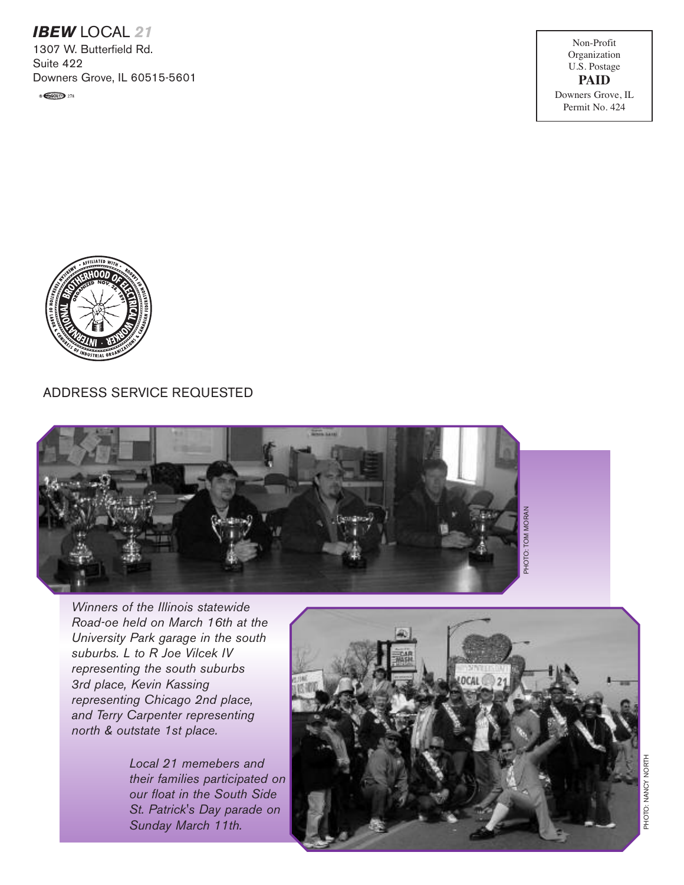***IBEW*** LOCAL ***21***
1307 W. Butterfield Rd.
Suite 422
Downers Grove, IL 60515-5601

Non-Profit
Organization
U.S. Postage
**PAID**
Downers Grove, IL
Permit No. 424

ADDRESS SERVICE REQUESTED

PHOTO: TOM MORAN

*Winners of the Illinois statewide Road-oe held on March 16th at the University Park garage in the south suburbs. L to R Joe Vilcek IV representing the south suburbs 3rd place, Kevin Kassing representing Chicago 2nd place, and Terry Carpenter representing north & outstate 1st place.*

*Local 21 memebers and their families participated on our float in the South Side St. Patrick's Day parade on Sunday March 11th.*

PHOTO: NANCY NORTH